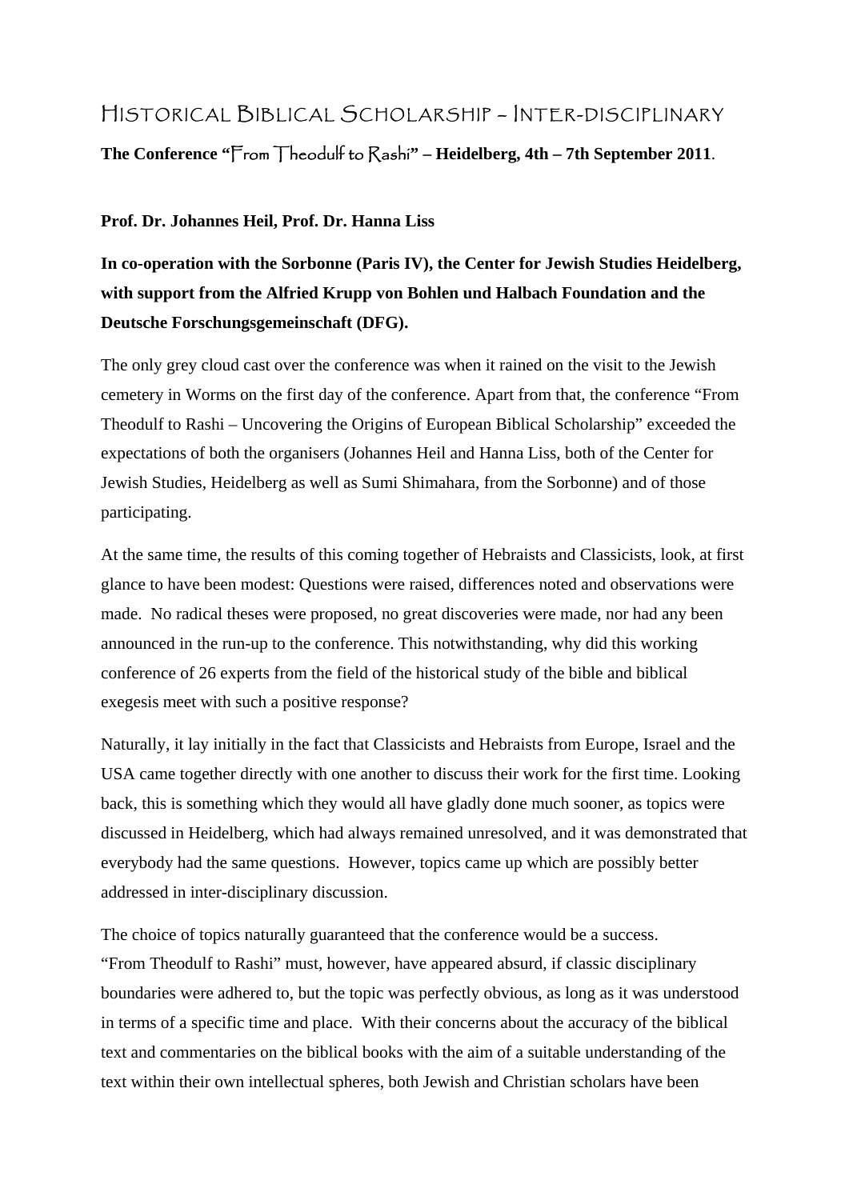# Historical Biblical Scholarship – Inter-disciplinary

**The Conference "From Theodulf to Rashi" – Heidelberg, 4th – 7th September 2011**.

**Prof. Dr. Johannes Heil, Prof. Dr. Hanna Liss**

**In co-operation with the Sorbonne (Paris IV), the Center for Jewish Studies Heidelberg, with support from the Alfried Krupp von Bohlen und Halbach Foundation and the Deutsche Forschungsgemeinschaft (DFG).**

The only grey cloud cast over the conference was when it rained on the visit to the Jewish cemetery in Worms on the first day of the conference. Apart from that, the conference "From Theodulf to Rashi – Uncovering the Origins of European Biblical Scholarship" exceeded the expectations of both the organisers (Johannes Heil and Hanna Liss, both of the Center for Jewish Studies, Heidelberg as well as Sumi Shimahara, from the Sorbonne) and of those participating.

At the same time, the results of this coming together of Hebraists and Classicists, look, at first glance to have been modest: Questions were raised, differences noted and observations were made. No radical theses were proposed, no great discoveries were made, nor had any been announced in the run-up to the conference. This notwithstanding, why did this working conference of 26 experts from the field of the historical study of the bible and biblical exegesis meet with such a positive response?

Naturally, it lay initially in the fact that Classicists and Hebraists from Europe, Israel and the USA came together directly with one another to discuss their work for the first time. Looking back, this is something which they would all have gladly done much sooner, as topics were discussed in Heidelberg, which had always remained unresolved, and it was demonstrated that everybody had the same questions. However, topics came up which are possibly better addressed in inter-disciplinary discussion.

The choice of topics naturally guaranteed that the conference would be a success. "From Theodulf to Rashi" must, however, have appeared absurd, if classic disciplinary boundaries were adhered to, but the topic was perfectly obvious, as long as it was understood in terms of a specific time and place. With their concerns about the accuracy of the biblical text and commentaries on the biblical books with the aim of a suitable understanding of the text within their own intellectual spheres, both Jewish and Christian scholars have been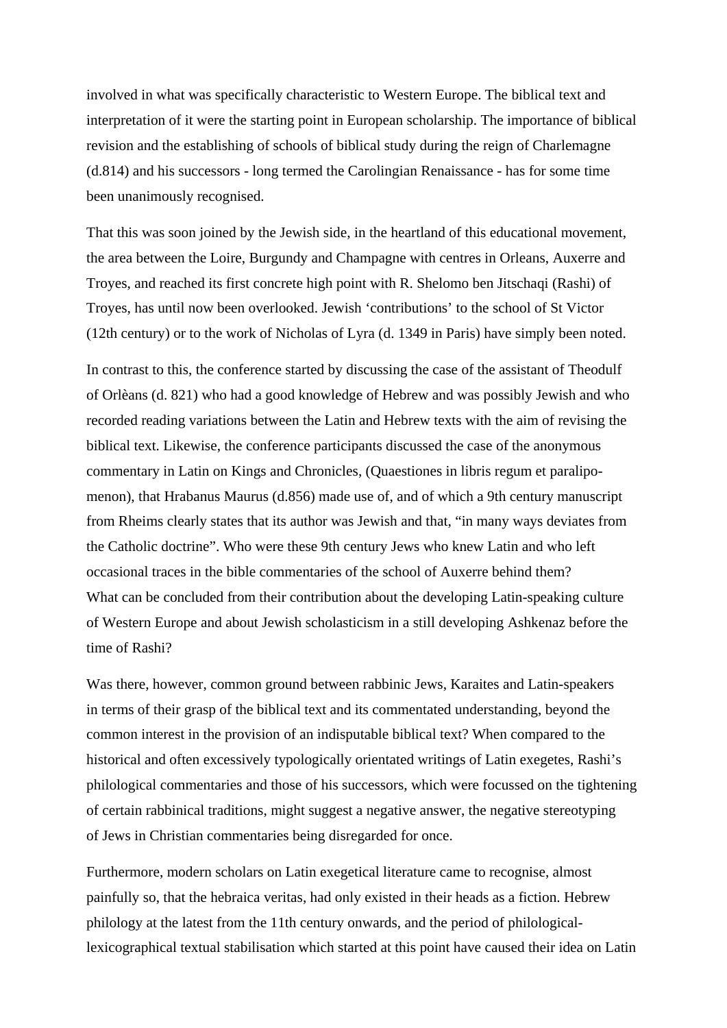involved in what was specifically characteristic to Western Europe. The biblical text and interpretation of it were the starting point in European scholarship. The importance of biblical revision and the establishing of schools of biblical study during the reign of Charlemagne (d.814) and his successors - long termed the Carolingian Renaissance - has for some time been unanimously recognised.

That this was soon joined by the Jewish side, in the heartland of this educational movement, the area between the Loire, Burgundy and Champagne with centres in Orleans, Auxerre and Troyes, and reached its first concrete high point with R. Shelomo ben Jitschaqi (Rashi) of Troyes, has until now been overlooked. Jewish 'contributions' to the school of St Victor (12th century) or to the work of Nicholas of Lyra (d. 1349 in Paris) have simply been noted.

In contrast to this, the conference started by discussing the case of the assistant of Theodulf of Orlèans (d. 821) who had a good knowledge of Hebrew and was possibly Jewish and who recorded reading variations between the Latin and Hebrew texts with the aim of revising the biblical text. Likewise, the conference participants discussed the case of the anonymous commentary in Latin on Kings and Chronicles, (Quaestiones in libris regum et paralipomenon), that Hrabanus Maurus (d.856) made use of, and of which a 9th century manuscript from Rheims clearly states that its author was Jewish and that, "in many ways deviates from the Catholic doctrine". Who were these 9th century Jews who knew Latin and who left occasional traces in the bible commentaries of the school of Auxerre behind them? What can be concluded from their contribution about the developing Latin-speaking culture of Western Europe and about Jewish scholasticism in a still developing Ashkenaz before the time of Rashi?

Was there, however, common ground between rabbinic Jews, Karaites and Latin-speakers in terms of their grasp of the biblical text and its commentated understanding, beyond the common interest in the provision of an indisputable biblical text? When compared to the historical and often excessively typologically orientated writings of Latin exegetes, Rashi's philological commentaries and those of his successors, which were focussed on the tightening of certain rabbinical traditions, might suggest a negative answer, the negative stereotyping of Jews in Christian commentaries being disregarded for once.

Furthermore, modern scholars on Latin exegetical literature came to recognise, almost painfully so, that the hebraica veritas, had only existed in their heads as a fiction. Hebrew philology at the latest from the 11th century onwards, and the period of philological-lexicographical textual stabilisation which started at this point have caused their idea on Latin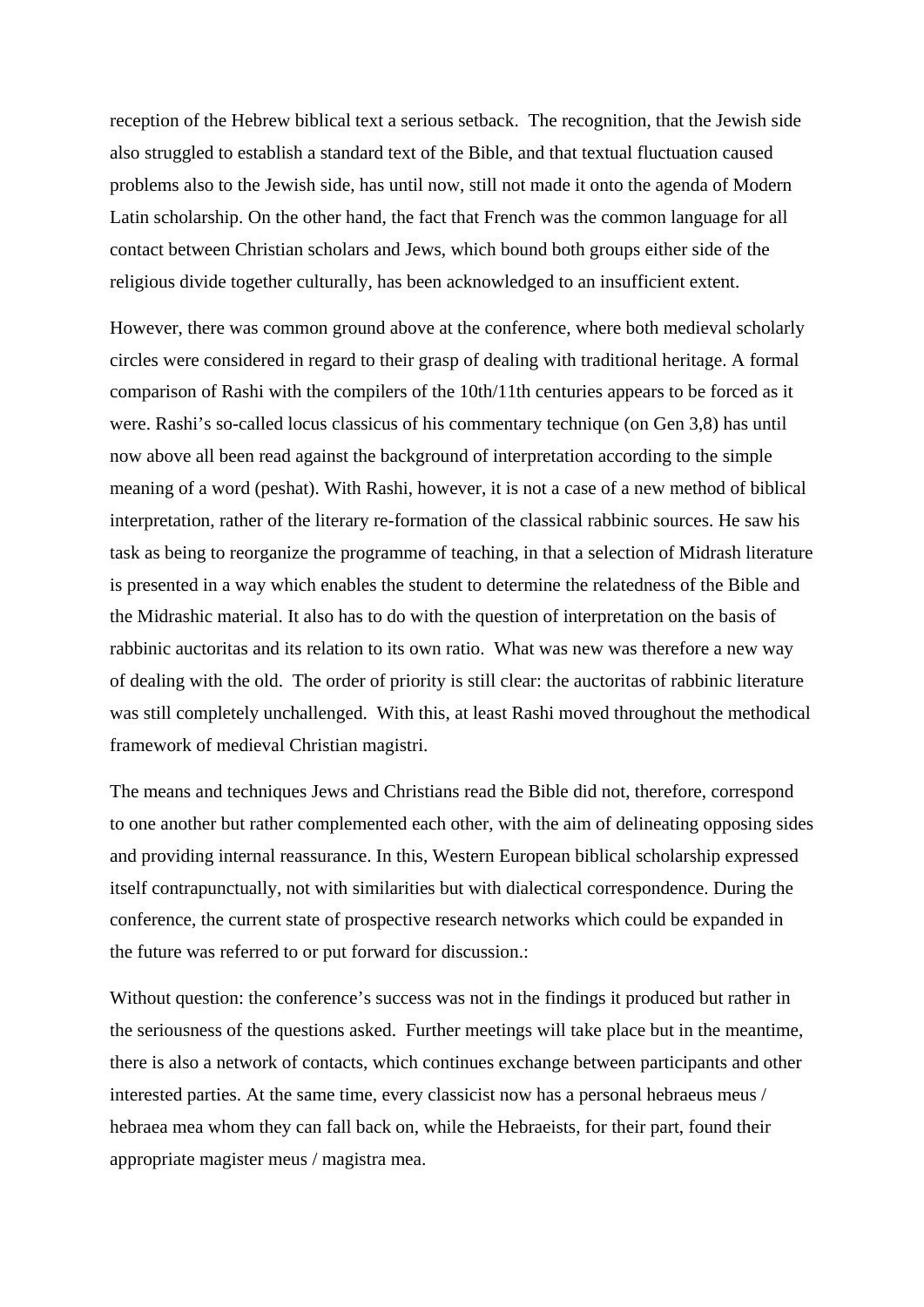reception of the Hebrew biblical text a serious setback. The recognition, that the Jewish side also struggled to establish a standard text of the Bible, and that textual fluctuation caused problems also to the Jewish side, has until now, still not made it onto the agenda of Modern Latin scholarship. On the other hand, the fact that French was the common language for all contact between Christian scholars and Jews, which bound both groups either side of the religious divide together culturally, has been acknowledged to an insufficient extent.

However, there was common ground above at the conference, where both medieval scholarly circles were considered in regard to their grasp of dealing with traditional heritage. A formal comparison of Rashi with the compilers of the 10th/11th centuries appears to be forced as it were. Rashi's so-called locus classicus of his commentary technique (on Gen 3,8) has until now above all been read against the background of interpretation according to the simple meaning of a word (peshat). With Rashi, however, it is not a case of a new method of biblical interpretation, rather of the literary re-formation of the classical rabbinic sources. He saw his task as being to reorganize the programme of teaching, in that a selection of Midrash literature is presented in a way which enables the student to determine the relatedness of the Bible and the Midrashic material. It also has to do with the question of interpretation on the basis of rabbinic auctoritas and its relation to its own ratio. What was new was therefore a new way of dealing with the old. The order of priority is still clear: the auctoritas of rabbinic literature was still completely unchallenged. With this, at least Rashi moved throughout the methodical framework of medieval Christian magistri.

The means and techniques Jews and Christians read the Bible did not, therefore, correspond to one another but rather complemented each other, with the aim of delineating opposing sides and providing internal reassurance. In this, Western European biblical scholarship expressed itself contrapunctually, not with similarities but with dialectical correspondence. During the conference, the current state of prospective research networks which could be expanded in the future was referred to or put forward for discussion.:

Without question: the conference's success was not in the findings it produced but rather in the seriousness of the questions asked. Further meetings will take place but in the meantime, there is also a network of contacts, which continues exchange between participants and other interested parties. At the same time, every classicist now has a personal hebraeus meus / hebraea mea whom they can fall back on, while the Hebraeists, for their part, found their appropriate magister meus / magistra mea.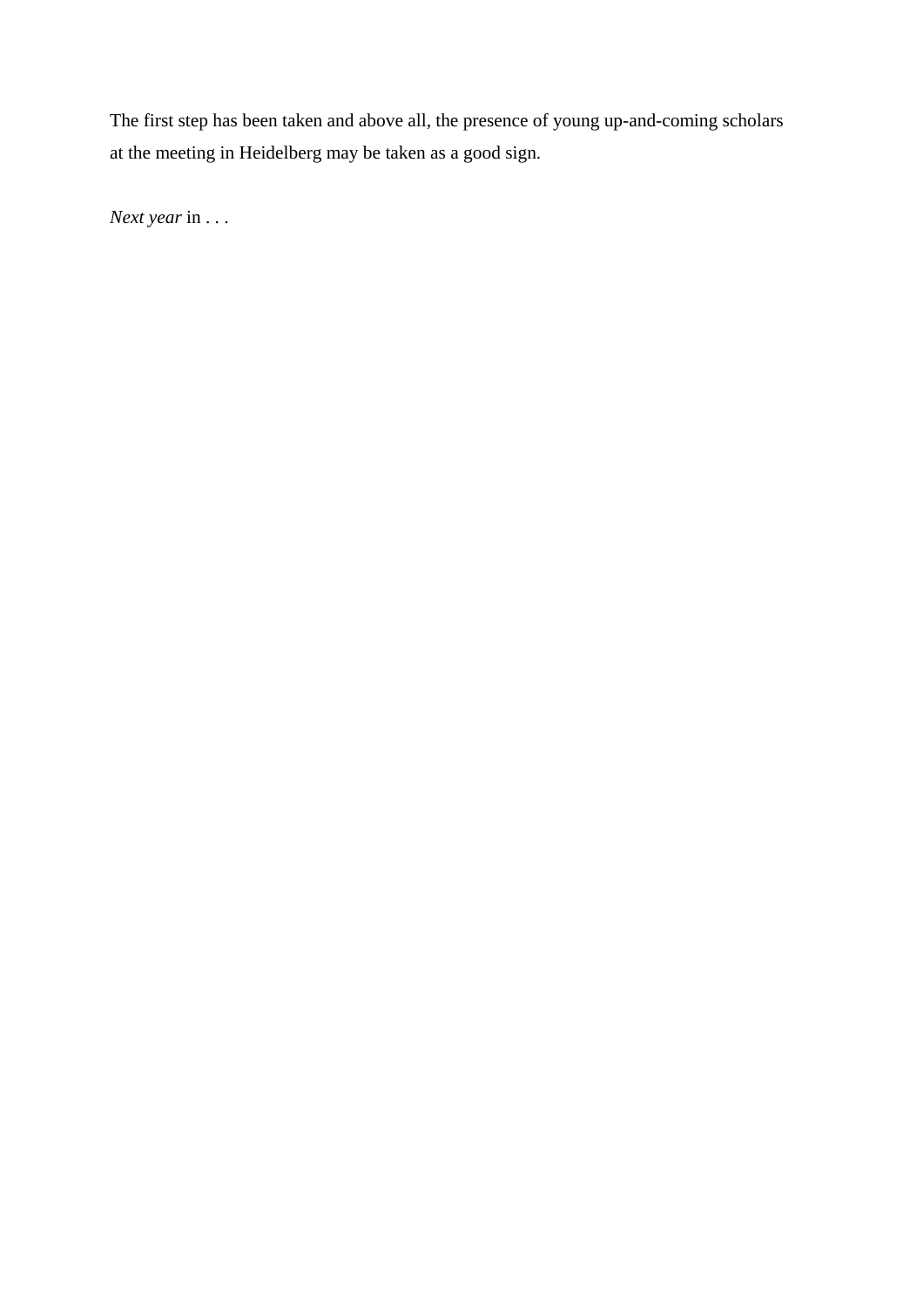The first step has been taken and above all, the presence of young up-and-coming scholars at the meeting in Heidelberg may be taken as a good sign.

*Next year* in . . .